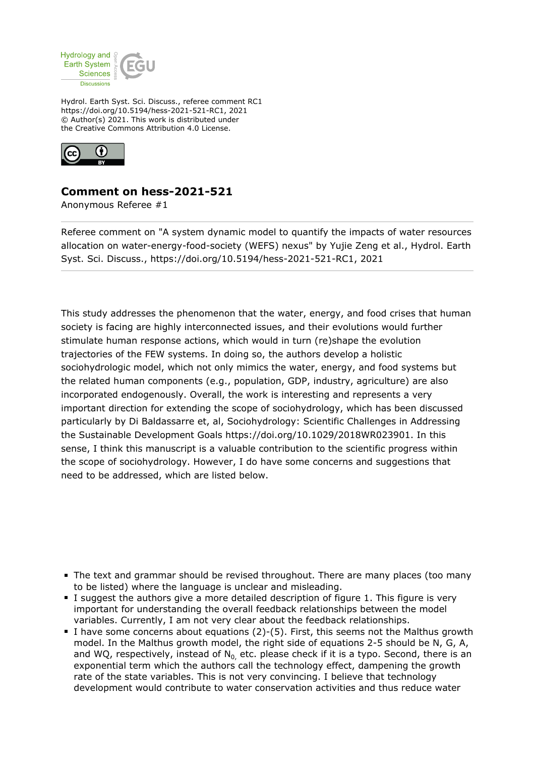Hydrol. Earth Syst. Sci. Discuss., referee comment RC1
https://doi.org/10.5194/hess-2021-521-RC1, 2021
© Author(s) 2021. This work is distributed under
the Creative Commons Attribution 4.0 License.

## Comment on hess-2021-521

Anonymous Referee #1

Referee comment on "A system dynamic model to quantify the impacts of water resources allocation on water-energy-food-society (WEFS) nexus" by Yujie Zeng et al., Hydrol. Earth Syst. Sci. Discuss., https://doi.org/10.5194/hess-2021-521-RC1, 2021

This study addresses the phenomenon that the water, energy, and food crises that human society is facing are highly interconnected issues, and their evolutions would further stimulate human response actions, which would in turn (re)shape the evolution trajectories of the FEW systems. In doing so, the authors develop a holistic sociohydrologic model, which not only mimics the water, energy, and food systems but the related human components (e.g., population, GDP, industry, agriculture) are also incorporated endogenously. Overall, the work is interesting and represents a very important direction for extending the scope of sociohydrology, which has been discussed particularly by Di Baldassarre et, al, Sociohydrology: Scientific Challenges in Addressing the Sustainable Development Goals https://doi.org/10.1029/2018WR023901. In this sense, I think this manuscript is a valuable contribution to the scientific progress within the scope of sociohydrology. However, I do have some concerns and suggestions that need to be addressed, which are listed below.

- The text and grammar should be revised throughout. There are many places (too many to be listed) where the language is unclear and misleading.
- I suggest the authors give a more detailed description of figure 1. This figure is very important for understanding the overall feedback relationships between the model variables. Currently, I am not very clear about the feedback relationships.
- I have some concerns about equations (2)-(5). First, this seems not the Malthus growth model. In the Malthus growth model, the right side of equations 2-5 should be N, G, A, and WQ, respectively, instead of $N_0$, etc. please check if it is a typo. Second, there is an exponential term which the authors call the technology effect, dampening the growth rate of the state variables. This is not very convincing. I believe that technology development would contribute to water conservation activities and thus reduce water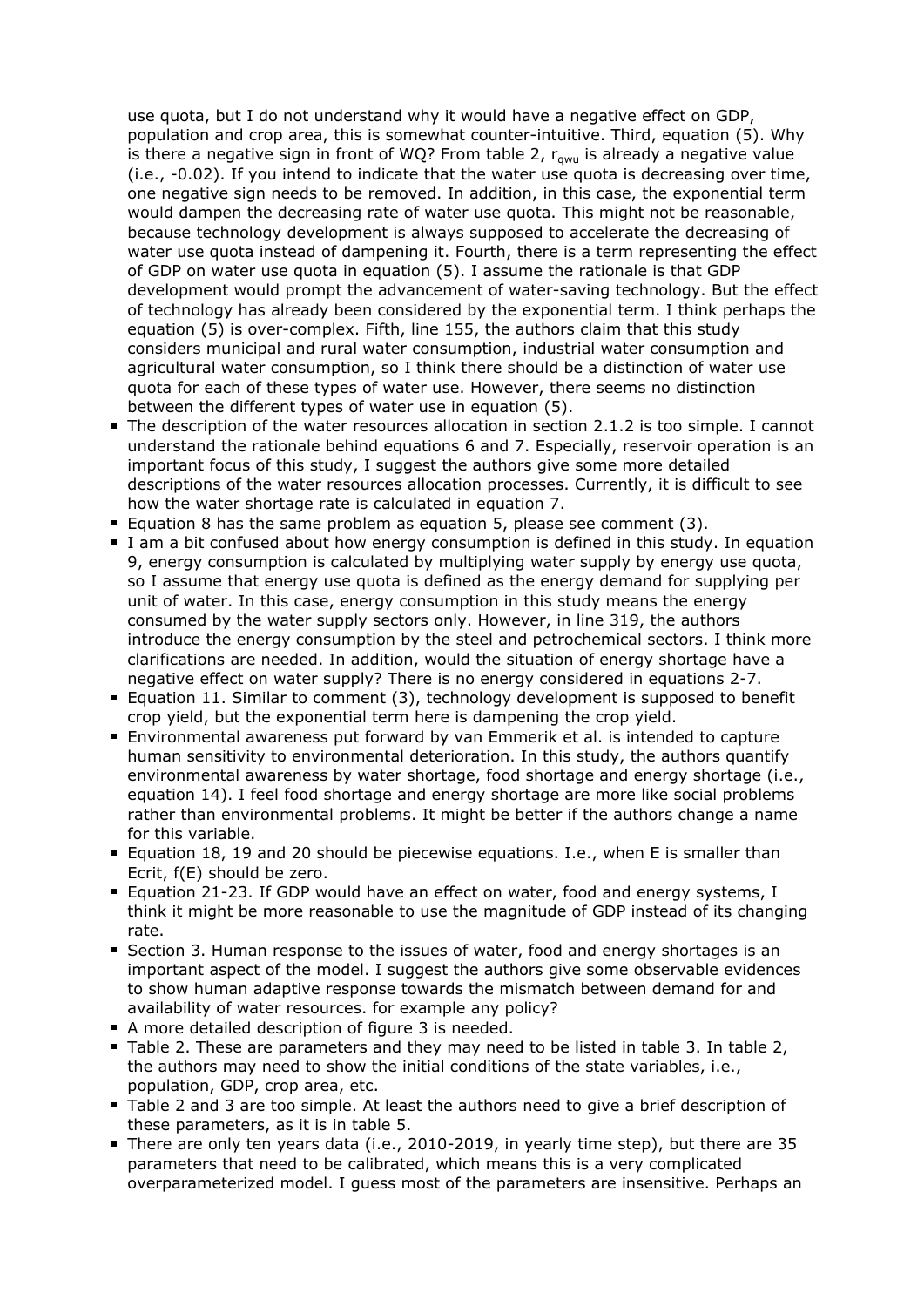use quota, but I do not understand why it would have a negative effect on GDP, population and crop area, this is somewhat counter-intuitive. Third, equation (5). Why is there a negative sign in front of WQ? From table 2, $r_{qwu}$ is already a negative value (i.e., -0.02). If you intend to indicate that the water use quota is decreasing over time, one negative sign needs to be removed. In addition, in this case, the exponential term would dampen the decreasing rate of water use quota. This might not be reasonable, because technology development is always supposed to accelerate the decreasing of water use quota instead of dampening it. Fourth, there is a term representing the effect of GDP on water use quota in equation (5). I assume the rationale is that GDP development would prompt the advancement of water-saving technology. But the effect of technology has already been considered by the exponential term. I think perhaps the equation (5) is over-complex. Fifth, line 155, the authors claim that this study considers municipal and rural water consumption, industrial water consumption and agricultural water consumption, so I think there should be a distinction of water use quota for each of these types of water use. However, there seems no distinction between the different types of water use in equation (5).

- The description of the water resources allocation in section 2.1.2 is too simple. I cannot understand the rationale behind equations 6 and 7. Especially, reservoir operation is an important focus of this study, I suggest the authors give some more detailed descriptions of the water resources allocation processes. Currently, it is difficult to see how the water shortage rate is calculated in equation 7.
- Equation 8 has the same problem as equation 5, please see comment (3).
- I am a bit confused about how energy consumption is defined in this study. In equation 9, energy consumption is calculated by multiplying water supply by energy use quota, so I assume that energy use quota is defined as the energy demand for supplying per unit of water. In this case, energy consumption in this study means the energy consumed by the water supply sectors only. However, in line 319, the authors introduce the energy consumption by the steel and petrochemical sectors. I think more clarifications are needed. In addition, would the situation of energy shortage have a negative effect on water supply? There is no energy considered in equations 2-7.
- Equation 11. Similar to comment (3), technology development is supposed to benefit crop yield, but the exponential term here is dampening the crop yield.
- Environmental awareness put forward by van Emmerik et al. is intended to capture human sensitivity to environmental deterioration. In this study, the authors quantify environmental awareness by water shortage, food shortage and energy shortage (i.e., equation 14). I feel food shortage and energy shortage are more like social problems rather than environmental problems. It might be better if the authors change a name for this variable.
- Equation 18, 19 and 20 should be piecewise equations. I.e., when E is smaller than Ecrit, f(E) should be zero.
- Equation 21-23. If GDP would have an effect on water, food and energy systems, I think it might be more reasonable to use the magnitude of GDP instead of its changing rate.
- Section 3. Human response to the issues of water, food and energy shortages is an important aspect of the model. I suggest the authors give some observable evidences to show human adaptive response towards the mismatch between demand for and availability of water resources. for example any policy?
- A more detailed description of figure 3 is needed.
- Table 2. These are parameters and they may need to be listed in table 3. In table 2, the authors may need to show the initial conditions of the state variables, i.e., population, GDP, crop area, etc.
- Table 2 and 3 are too simple. At least the authors need to give a brief description of these parameters, as it is in table 5.
- There are only ten years data (i.e., 2010-2019, in yearly time step), but there are 35 parameters that need to be calibrated, which means this is a very complicated overparameterized model. I guess most of the parameters are insensitive. Perhaps an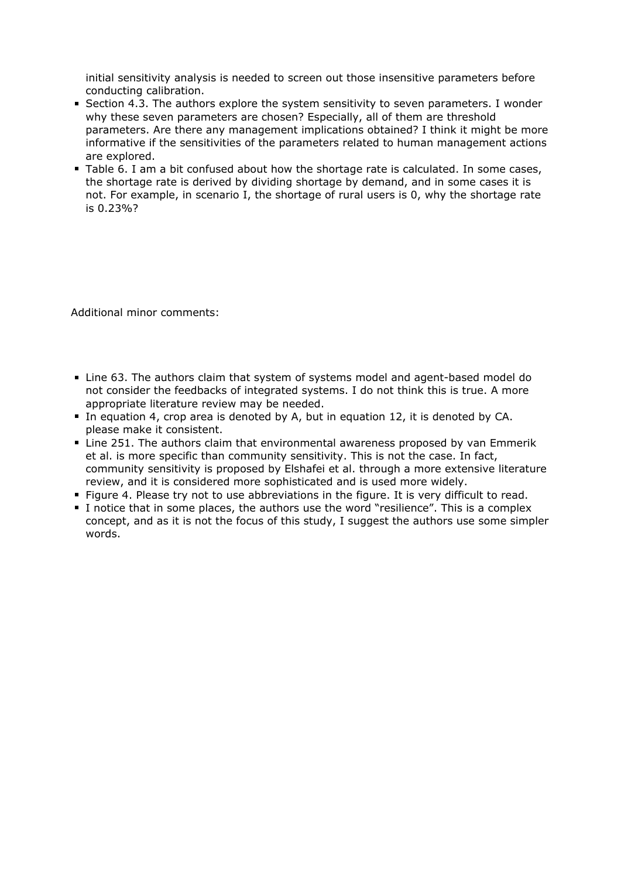initial sensitivity analysis is needed to screen out those insensitive parameters before conducting calibration.

- Section 4.3. The authors explore the system sensitivity to seven parameters. I wonder why these seven parameters are chosen? Especially, all of them are threshold parameters. Are there any management implications obtained? I think it might be more informative if the sensitivities of the parameters related to human management actions are explored.
- Table 6. I am a bit confused about how the shortage rate is calculated. In some cases, the shortage rate is derived by dividing shortage by demand, and in some cases it is not. For example, in scenario I, the shortage of rural users is 0, why the shortage rate is 0.23%?

Additional minor comments:

- Line 63. The authors claim that system of systems model and agent-based model do not consider the feedbacks of integrated systems. I do not think this is true. A more appropriate literature review may be needed.
- In equation 4, crop area is denoted by A, but in equation 12, it is denoted by CA. please make it consistent.
- Line 251. The authors claim that environmental awareness proposed by van Emmerik et al. is more specific than community sensitivity. This is not the case. In fact, community sensitivity is proposed by Elshafei et al. through a more extensive literature review, and it is considered more sophisticated and is used more widely.
- Figure 4. Please try not to use abbreviations in the figure. It is very difficult to read.
- I notice that in some places, the authors use the word "resilience". This is a complex concept, and as it is not the focus of this study, I suggest the authors use some simpler words.